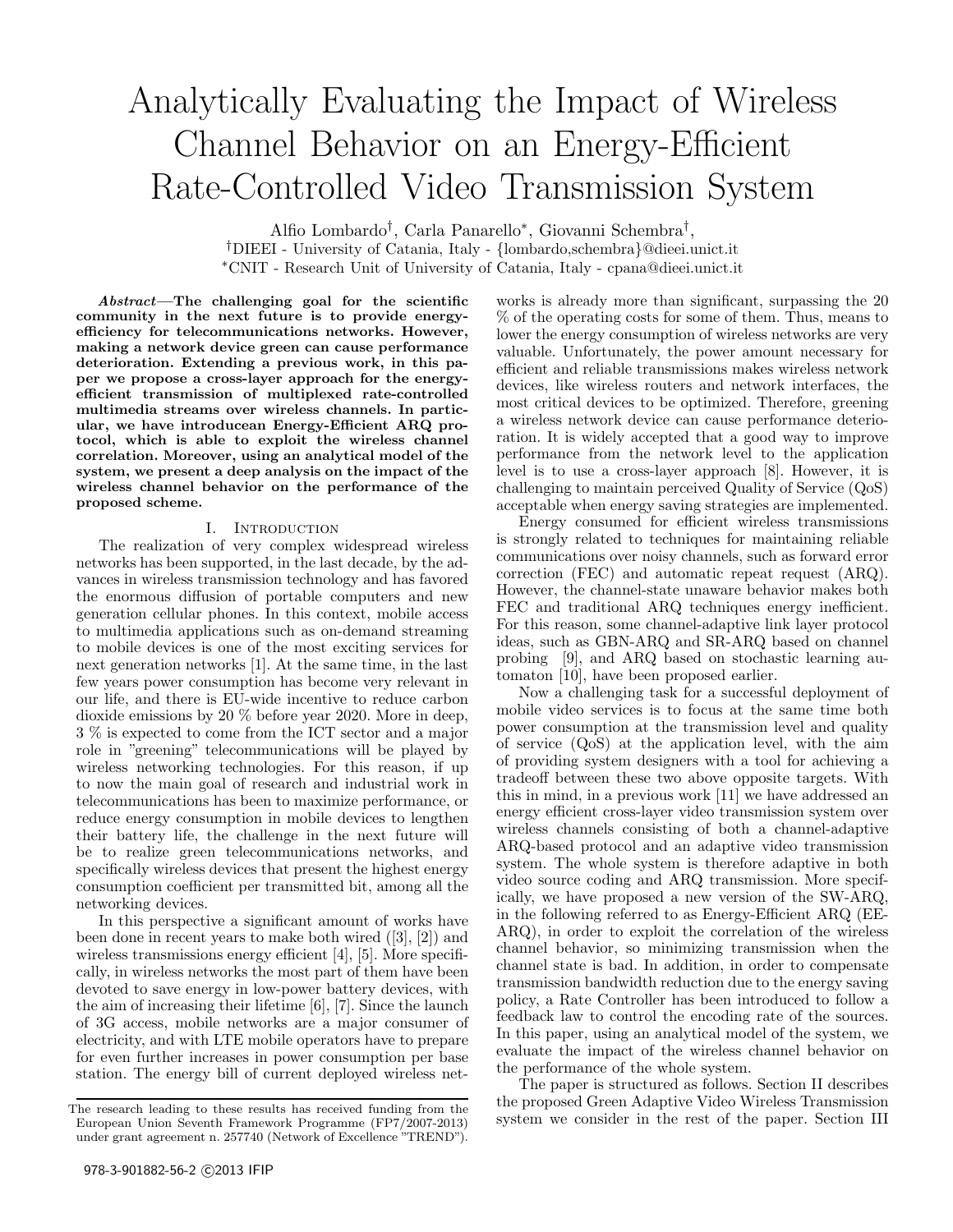# Analytically Evaluating the Impact of Wireless Channel Behavior on an Energy-Efficient Rate-Controlled Video Transmission System

Alfio Lombardo[†], Carla Panarello[*], Giovanni Schembra[†],

[†]DIEEI - University of Catania, Italy - {lombardo,schembra}@dieei.unict.it

[*]CNIT - Research Unit of University of Catania, Italy - cpana@dieei.unict.it

***Abstract*—The challenging goal for the scientific community in the next future is to provide energy-efficiency for telecommunications networks. However, making a network device green can cause performance deterioration. Extending a previous work, in this paper we propose a cross-layer approach for the energy-efficient transmission of multiplexed rate-controlled multimedia streams over wireless channels. In particular, we have introducean Energy-Efficient ARQ protocol, which is able to exploit the wireless channel correlation. Moreover, using an analytical model of the system, we present a deep analysis on the impact of the wireless channel behavior on the performance of the proposed scheme.**

## I. Introduction

The realization of very complex widespread wireless networks has been supported, in the last decade, by the advances in wireless transmission technology and has favored the enormous diffusion of portable computers and new generation cellular phones. In this context, mobile access to multimedia applications such as on-demand streaming to mobile devices is one of the most exciting services for next generation networks [1]. At the same time, in the last few years power consumption has become very relevant in our life, and there is EU-wide incentive to reduce carbon dioxide emissions by 20 % before year 2020. More in deep, 3 % is expected to come from the ICT sector and a major role in "greening" telecommunications will be played by wireless networking technologies. For this reason, if up to now the main goal of research and industrial work in telecommunications has been to maximize performance, or reduce energy consumption in mobile devices to lengthen their battery life, the challenge in the next future will be to realize green telecommunications networks, and specifically wireless devices that present the highest energy consumption coefficient per transmitted bit, among all the networking devices.

In this perspective a significant amount of works have been done in recent years to make both wired ([3], [2]) and wireless transmissions energy efficient [4], [5]. More specifically, in wireless networks the most part of them have been devoted to save energy in low-power battery devices, with the aim of increasing their lifetime [6], [7]. Since the launch of 3G access, mobile networks are a major consumer of electricity, and with LTE mobile operators have to prepare for even further increases in power consumption per base station. The energy bill of current deployed wireless networks is already more than significant, surpassing the 20 % of the operating costs for some of them. Thus, means to lower the energy consumption of wireless networks are very valuable. Unfortunately, the power amount necessary for efficient and reliable transmissions makes wireless network devices, like wireless routers and network interfaces, the most critical devices to be optimized. Therefore, greening a wireless network device can cause performance deterioration. It is widely accepted that a good way to improve performance from the network level to the application level is to use a cross-layer approach [8]. However, it is challenging to maintain perceived Quality of Service (QoS) acceptable when energy saving strategies are implemented.

Energy consumed for efficient wireless transmissions is strongly related to techniques for maintaining reliable communications over noisy channels, such as forward error correction (FEC) and automatic repeat request (ARQ). However, the channel-state unaware behavior makes both FEC and traditional ARQ techniques energy inefficient. For this reason, some channel-adaptive link layer protocol ideas, such as GBN-ARQ and SR-ARQ based on channel probing [9], and ARQ based on stochastic learning automaton [10], have been proposed earlier.

Now a challenging task for a successful deployment of mobile video services is to focus at the same time both power consumption at the transmission level and quality of service (QoS) at the application level, with the aim of providing system designers with a tool for achieving a tradeoff between these two above opposite targets. With this in mind, in a previous work [11] we have addressed an energy efficient cross-layer video transmission system over wireless channels consisting of both a channel-adaptive ARQ-based protocol and an adaptive video transmission system. The whole system is therefore adaptive in both video source coding and ARQ transmission. More specifically, we have proposed a new version of the SW-ARQ, in the following referred to as Energy-Efficient ARQ (EE-ARQ), in order to exploit the correlation of the wireless channel behavior, so minimizing transmission when the channel state is bad. In addition, in order to compensate transmission bandwidth reduction due to the energy saving policy, a Rate Controller has been introduced to follow a feedback law to control the encoding rate of the sources. In this paper, using an analytical model of the system, we evaluate the impact of the wireless channel behavior on the performance of the whole system.

The paper is structured as follows. Section II describes the proposed Green Adaptive Video Wireless Transmission system we consider in the rest of the paper. Section III

The research leading to these results has received funding from the European Union Seventh Framework Programme (FP7/2007-2013) under grant agreement n. 257740 (Network of Excellence "TREND").

978-3-901882-56-2 ©2013 IFIP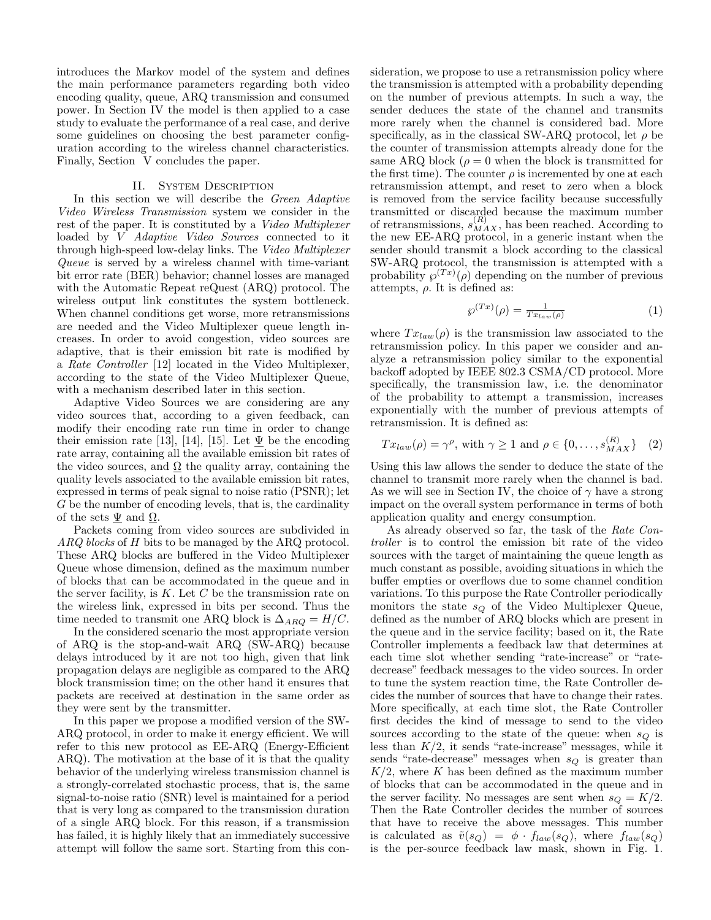introduces the Markov model of the system and defines the main performance parameters regarding both video encoding quality, queue, ARQ transmission and consumed power. In Section IV the model is then applied to a case study to evaluate the performance of a real case, and derive some guidelines on choosing the best parameter configuration according to the wireless channel characteristics. Finally, Section V concludes the paper.

## II. System Description

In this section we will describe the *Green Adaptive Video Wireless Transmission* system we consider in the rest of the paper. It is constituted by a *Video Multiplexer* loaded by $V$ *Adaptive Video Sources* connected to it through high-speed low-delay links. The *Video Multiplexer Queue* is served by a wireless channel with time-variant bit error rate (BER) behavior; channel losses are managed with the Automatic Repeat reQuest (ARQ) protocol. The wireless output link constitutes the system bottleneck. When channel conditions get worse, more retransmissions are needed and the Video Multiplexer queue length increases. In order to avoid congestion, video sources are adaptive, that is their emission bit rate is modified by a *Rate Controller* [12] located in the Video Multiplexer, according to the state of the Video Multiplexer Queue, with a mechanism described later in this section.

Adaptive Video Sources we are considering are any video sources that, according to a given feedback, can modify their encoding rate run time in order to change their emission rate [13], [14], [15]. Let $\underline{\Psi}$ be the encoding rate array, containing all the available emission bit rates of the video sources, and $\underline{\Omega}$ the quality array, containing the quality levels associated to the available emission bit rates, expressed in terms of peak signal to noise ratio (PSNR); let $G$ be the number of encoding levels, that is, the cardinality of the sets $\underline{\Psi}$ and $\underline{\Omega}$.

Packets coming from video sources are subdivided in *ARQ blocks* of $H$ bits to be managed by the ARQ protocol. These ARQ blocks are buffered in the Video Multiplexer Queue whose dimension, defined as the maximum number of blocks that can be accommodated in the queue and in the server facility, is $K$. Let $C$ be the transmission rate on the wireless link, expressed in bits per second. Thus the time needed to transmit one ARQ block is $\Delta_{ARQ} = H/C$.

In the considered scenario the most appropriate version of ARQ is the stop-and-wait ARQ (SW-ARQ) because delays introduced by it are not too high, given that link propagation delays are negligible as compared to the ARQ block transmission time; on the other hand it ensures that packets are received at destination in the same order as they were sent by the transmitter.

In this paper we propose a modified version of the SW-ARQ protocol, in order to make it energy efficient. We will refer to this new protocol as EE-ARQ (Energy-Efficient ARQ). The motivation at the base of it is that the quality behavior of the underlying wireless transmission channel is a strongly-correlated stochastic process, that is, the same signal-to-noise ratio (SNR) level is maintained for a period that is very long as compared to the transmission duration of a single ARQ block. For this reason, if a transmission has failed, it is highly likely that an immediately successive attempt will follow the same sort. Starting from this consideration, we propose to use a retransmission policy where the transmission is attempted with a probability depending on the number of previous attempts. In such a way, the sender deduces the state of the channel and transmits more rarely when the channel is considered bad. More specifically, as in the classical SW-ARQ protocol, let $\rho$ be the counter of transmission attempts already done for the same ARQ block ($\rho = 0$ when the block is transmitted for the first time). The counter $\rho$ is incremented by one at each retransmission attempt, and reset to zero when a block is removed from the service facility because successfully transmitted or discarded because the maximum number of retransmissions, $s_{MAX}^{(R)}$, has been reached. According to the new EE-ARQ protocol, in a generic instant when the sender should transmit a block according to the classical SW-ARQ protocol, the transmission is attempted with a probability $\wp^{(Tx)}(\rho)$ depending on the number of previous attempts, $\rho$. It is defined as:

$$\wp^{(Tx)}(\rho) = \frac{1}{Tx_{law}(\rho)} \tag{1}$$

where $Tx_{law}(\rho)$ is the transmission law associated to the retransmission policy. In this paper we consider and analyze a retransmission policy similar to the exponential backoff adopted by IEEE 802.3 CSMA/CD protocol. More specifically, the transmission law, i.e. the denominator of the probability to attempt a transmission, increases exponentially with the number of previous attempts of retransmission. It is defined as:

$$Tx_{law}(\rho) = \gamma^{\rho}, \text{ with } \gamma \geq 1 \text{ and } \rho \in \{0, \ldots, s_{MAX}^{(R)}\} \tag{2}$$

Using this law allows the sender to deduce the state of the channel to transmit more rarely when the channel is bad. As we will see in Section IV, the choice of $\gamma$ have a strong impact on the overall system performance in terms of both application quality and energy consumption.

As already observed so far, the task of the *Rate Controller* is to control the emission bit rate of the video sources with the target of maintaining the queue length as much constant as possible, avoiding situations in which the buffer empties or overflows due to some channel condition variations. To this purpose the Rate Controller periodically monitors the state $s_Q$ of the Video Multiplexer Queue, defined as the number of ARQ blocks which are present in the queue and in the service facility; based on it, the Rate Controller implements a feedback law that determines at each time slot whether sending "rate-increase" or "rate-decrease" feedback messages to the video sources. In order to tune the system reaction time, the Rate Controller decides the number of sources that have to change their rates. More specifically, at each time slot, the Rate Controller first decides the kind of message to send to the video sources according to the state of the queue: when $s_Q$ is less than $K/2$, it sends "rate-increase" messages, while it sends "rate-decrease" messages when $s_Q$ is greater than $K/2$, where $K$ has been defined as the maximum number of blocks that can be accommodated in the queue and in the server facility. No messages are sent when $s_Q = K/2$. Then the Rate Controller decides the number of sources that have to receive the above messages. This number is calculated as $\tilde{v}(s_Q) = \phi \cdot f_{law}(s_Q)$, where $f_{law}(s_Q)$ is the per-source feedback law mask, shown in Fig. 1.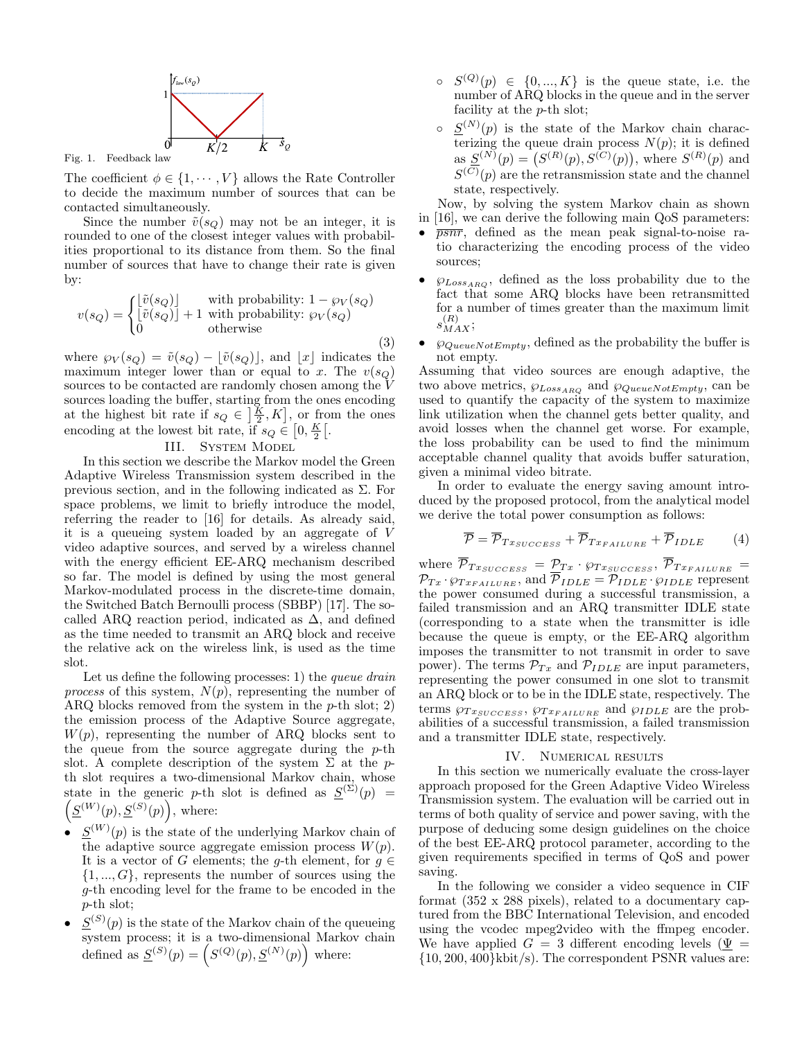Fig. 1. Feedback law

The coefficient $\phi \in \{1, \cdots, V\}$ allows the Rate Controller to decide the maximum number of sources that can be contacted simultaneously.

Since the number $\tilde{v}(s_Q)$ may not be an integer, it is rounded to one of the closest integer values with probabilities proportional to its distance from them. So the final number of sources that have to change their rate is given by:

$$v(s_Q) = \begin{cases} \lfloor \tilde{v}(s_Q) \rfloor & \text{with probability: } 1 - \wp_V(s_Q) \\ \lfloor \tilde{v}(s_Q) \rfloor + 1 & \text{with probability: } \wp_V(s_Q) \\ 0 & \text{otherwise} \end{cases} \quad (3)$$

where $\wp_V(s_Q) = \tilde{v}(s_Q) - \lfloor \tilde{v}(s_Q) \rfloor$, and $\lfloor x \rfloor$ indicates the maximum integer lower than or equal to $x$. The $v(s_Q)$ sources to be contacted are randomly chosen among the $V$ sources loading the buffer, starting from the ones encoding at the highest bit rate if $s_Q \in \left]\frac{K}{2}, K\right]$, or from the ones encoding at the lowest bit rate, if $s_Q \in \left[0, \frac{K}{2}\right[$.

## III. System Model

In this section we describe the Markov model the Green Adaptive Wireless Transmission system described in the previous section, and in the following indicated as $\Sigma$. For space problems, we limit to briefly introduce the model, referring the reader to [16] for details. As already said, it is a queueing system loaded by an aggregate of $V$ video adaptive sources, and served by a wireless channel with the energy efficient EE-ARQ mechanism described so far. The model is defined by using the most general Markov-modulated process in the discrete-time domain, the Switched Batch Bernoulli process (SBBP) [17]. The so-called ARQ reaction period, indicated as $\Delta$, and defined as the time needed to transmit an ARQ block and receive the relative ack on the wireless link, is used as the time slot.

Let us define the following processes: 1) the *queue drain process* of this system, $N(p)$, representing the number of ARQ blocks removed from the system in the $p$-th slot; 2) the emission process of the Adaptive Source aggregate, $W(p)$, representing the number of ARQ blocks sent to the queue from the source aggregate during the $p$-th slot. A complete description of the system $\Sigma$ at the $p$-th slot requires a two-dimensional Markov chain, whose state in the generic $p$-th slot is defined as $\underline{S}^{(\Sigma)}(p) = \left(\underline{S}^{(W)}(p), \underline{S}^{(S)}(p)\right)$, where:

- $\underline{S}^{(W)}(p)$ is the state of the underlying Markov chain of the adaptive source aggregate emission process $W(p)$. It is a vector of $G$ elements; the $g$-th element, for $g \in \{1, ..., G\}$, represents the number of sources using the $g$-th encoding level for the frame to be encoded in the $p$-th slot;
- $\underline{S}^{(S)}(p)$ is the state of the Markov chain of the queueing system process; it is a two-dimensional Markov chain defined as $\underline{S}^{(S)}(p) = \left(S^{(Q)}(p), \underline{S}^{(N)}(p)\right)$ where:
  - $S^{(Q)}(p) \in \{0, ..., K\}$ is the queue state, i.e. the number of ARQ blocks in the queue and in the server facility at the $p$-th slot;
  - $\underline{S}^{(N)}(p)$ is the state of the Markov chain characterizing the queue drain process $N(p)$; it is defined as $\underline{S}^{(N)}(p) = \left(S^{(R)}(p), S^{(C)}(p)\right)$, where $S^{(R)}(p)$ and $S^{(C)}(p)$ are the retransmission state and the channel state, respectively.

Now, by solving the system Markov chain as shown in [16], we can derive the following main QoS parameters:

- $\overline{psnr}$, defined as the mean peak signal-to-noise ratio characterizing the encoding process of the video sources;
- $\wp_{Loss_{ARQ}}$, defined as the loss probability due to the fact that some ARQ blocks have been retransmitted for a number of times greater than the maximum limit $s_{MAX}^{(R)}$;
- $\wp_{QueueNotEmpty}$, defined as the probability the buffer is not empty.

Assuming that video sources are enough adaptive, the two above metrics, $\wp_{Loss_{ARQ}}$ and $\wp_{QueueNotEmpty}$, can be used to quantify the capacity of the system to maximize link utilization when the channel gets better quality, and avoid losses when the channel get worse. For example, the loss probability can be used to find the minimum acceptable channel quality that avoids buffer saturation, given a minimal video bitrate.

In order to evaluate the energy saving amount introduced by the proposed protocol, from the analytical model we derive the total power consumption as follows:

$$\overline{\mathcal{P}} = \overline{\mathcal{P}}_{Tx_{SUCCESS}} + \overline{\mathcal{P}}_{Tx_{FAILURE}} + \overline{\mathcal{P}}_{IDLE} \quad (4)$$

where $\overline{\mathcal{P}}_{Tx_{SUCCESS}} = \mathcal{P}_{Tx} \cdot \wp_{Tx_{SUCCESS}}$, $\overline{\mathcal{P}}_{Tx_{FAILURE}} = \mathcal{P}_{Tx} \cdot \wp_{Tx_{FAILURE}}$, and $\overline{\mathcal{P}}_{IDLE} = \mathcal{P}_{IDLE} \cdot \wp_{IDLE}$ represent the power consumed during a successful transmission, a failed transmission and an ARQ transmitter IDLE state (corresponding to a state when the transmitter is idle because the queue is empty, or the EE-ARQ algorithm imposes the transmitter to not transmit in order to save power). The terms $\mathcal{P}_{Tx}$ and $\mathcal{P}_{IDLE}$ are input parameters, representing the power consumed in one slot to transmit an ARQ block or to be in the IDLE state, respectively. The terms $\wp_{Tx_{SUCCESS}}$, $\wp_{Tx_{FAILURE}}$ and $\wp_{IDLE}$ are the probabilities of a successful transmission, a failed transmission and a transmitter IDLE state, respectively.

## IV. Numerical results

In this section we numerically evaluate the cross-layer approach proposed for the Green Adaptive Video Wireless Transmission system. The evaluation will be carried out in terms of both quality of service and power saving, with the purpose of deducing some design guidelines on the choice of the best EE-ARQ protocol parameter, according to the given requirements specified in terms of QoS and power saving.

In the following we consider a video sequence in CIF format (352 x 288 pixels), related to a documentary captured from the BBC International Television, and encoded using the vcodec mpeg2video with the ffmpeg encoder. We have applied $G = 3$ different encoding levels ($\underline{\Psi} = \{10, 200, 400\}$kbit/s). The correspondent PSNR values are: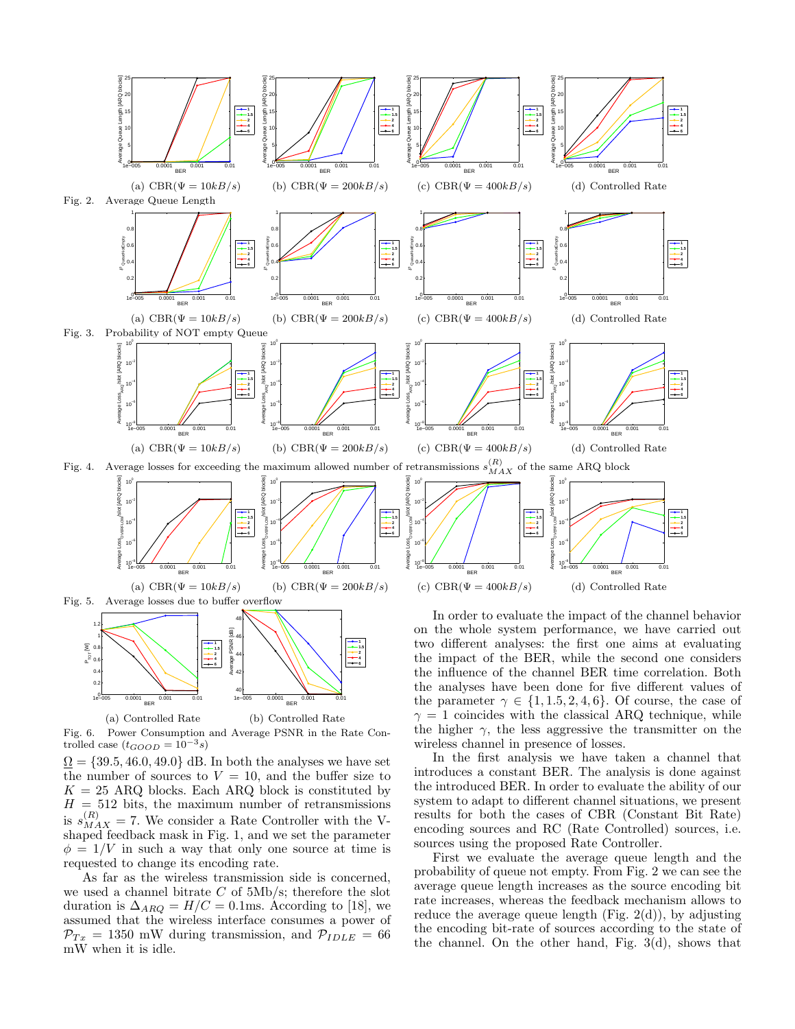(a) CBR($\Psi = 10kB/s$) (b) CBR($\Psi = 200kB/s$) (c) CBR($\Psi = 400kB/s$) (d) Controlled Rate

Fig. 2. Average Queue Length

(a) CBR($\Psi = 10kB/s$) (b) CBR($\Psi = 200kB/s$) (c) CBR($\Psi = 400kB/s$) (d) Controlled Rate

Fig. 3. Probability of NOT empty Queue

(a) CBR($\Psi = 10kB/s$) (b) CBR($\Psi = 200kB/s$) (c) CBR($\Psi = 400kB/s$) (d) Controlled Rate

Fig. 4. Average losses for exceeding the maximum allowed number of retransmissions $s^{(R)}_{MAX}$ of the same ARQ block

(a) CBR($\Psi = 10kB/s$) (b) CBR($\Psi = 200kB/s$) (c) CBR($\Psi = 400kB/s$) (d) Controlled Rate

Fig. 5. Average losses due to buffer overflow

(a) Controlled Rate (b) Controlled Rate

Fig. 6. Power Consumption and Average PSNR in the Rate Controlled case ($t_{GOOD} = 10^{-3}s$)

$\underline{\Omega} = \{39.5, 46.0, 49.0\}$ dB. In both the analyses we have set the number of sources to $V = 10$, and the buffer size to $K = 25$ ARQ blocks. Each ARQ block is constituted by $H = 512$ bits, the maximum number of retransmissions is $s^{(R)}_{MAX} = 7$. We consider a Rate Controller with the V-shaped feedback mask in Fig. 1, and we set the parameter $\phi = 1/V$ in such a way that only one source at time is requested to change its encoding rate.

As far as the wireless transmission side is concerned, we used a channel bitrate $C$ of 5Mb/s; therefore the slot duration is $\Delta_{ARQ} = H/C = 0.1$ms. According to [18], we assumed that the wireless interface consumes a power of $\mathcal{P}_{Tx} = 1350$ mW during transmission, and $\mathcal{P}_{IDLE} = 66$ mW when it is idle.

In order to evaluate the impact of the channel behavior on the whole system performance, we have carried out two different analyses: the first one aims at evaluating the impact of the BER, while the second one considers the influence of the channel BER time correlation. Both the analyses have been done for five different values of the parameter $\gamma \in \{1, 1.5, 2, 4, 6\}$. Of course, the case of $\gamma = 1$ coincides with the classical ARQ technique, while the higher $\gamma$, the less aggressive the transmitter on the wireless channel in presence of losses.

In the first analysis we have taken a channel that introduces a constant BER. The analysis is done against the introduced BER. In order to evaluate the ability of our system to adapt to different channel situations, we present results for both the cases of CBR (Constant Bit Rate) encoding sources and RC (Rate Controlled) sources, i.e. sources using the proposed Rate Controller.

First we evaluate the average queue length and the probability of queue not empty. From Fig. 2 we can see the average queue length increases as the source encoding bit rate increases, whereas the feedback mechanism allows to reduce the average queue length (Fig. 2(d)), by adjusting the encoding bit-rate of sources according to the state of the channel. On the other hand, Fig. 3(d), shows that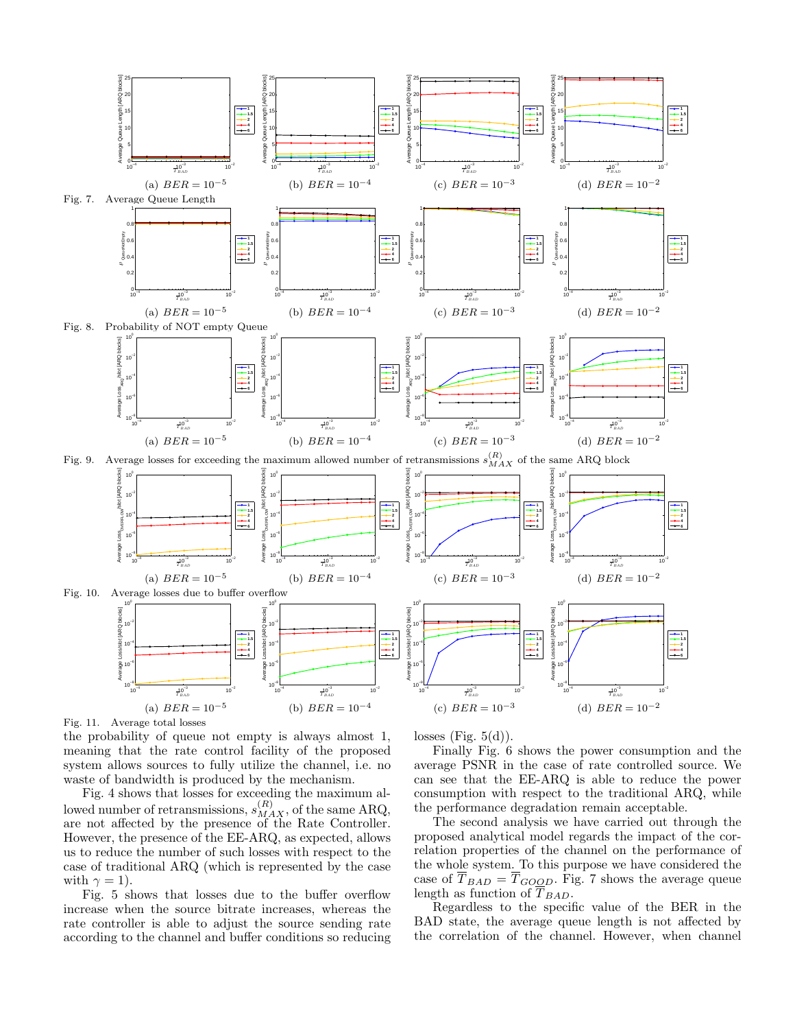(a) $BER = 10^{-5}$ (b) $BER = 10^{-4}$ (c) $BER = 10^{-3}$ (d) $BER = 10^{-2}$

Fig. 7. Average Queue Length

(a) $BER = 10^{-5}$ (b) $BER = 10^{-4}$ (c) $BER = 10^{-3}$ (d) $BER = 10^{-2}$

Fig. 8. Probability of NOT empty Queue

(a) $BER = 10^{-5}$ (b) $BER = 10^{-4}$ (c) $BER = 10^{-3}$ (d) $BER = 10^{-2}$

Fig. 9. Average losses for exceeding the maximum allowed number of retransmissions $s_{MAX}^{(R)}$ of the same ARQ block

(a) $BER = 10^{-5}$ (b) $BER = 10^{-4}$ (c) $BER = 10^{-3}$ (d) $BER = 10^{-2}$

Fig. 10. Average losses due to buffer overflow

(a) $BER = 10^{-5}$ (b) $BER = 10^{-4}$ (c) $BER = 10^{-3}$ (d) $BER = 10^{-2}$

Fig. 11. Average total losses

the probability of queue not empty is always almost 1, meaning that the rate control facility of the proposed system allows sources to fully utilize the channel, i.e. no waste of bandwidth is produced by the mechanism.

Fig. 4 shows that losses for exceeding the maximum allowed number of retransmissions, $s_{MAX}^{(R)}$, of the same ARQ, are not affected by the presence of the Rate Controller. However, the presence of the EE-ARQ, as expected, allows us to reduce the number of such losses with respect to the case of traditional ARQ (which is represented by the case with $\gamma = 1$).

Fig. 5 shows that losses due to the buffer overflow increase when the source bitrate increases, whereas the rate controller is able to adjust the source sending rate according to the channel and buffer conditions so reducing losses (Fig. 5(d)).

Finally Fig. 6 shows the power consumption and the average PSNR in the case of rate controlled source. We can see that the EE-ARQ is able to reduce the power consumption with respect to the traditional ARQ, while the performance degradation remain acceptable.

The second analysis we have carried out through the proposed analytical model regards the impact of the correlation properties of the channel on the performance of the whole system. To this purpose we have considered the case of $\overline{T}_{BAD} = \overline{T}_{GOOD}$. Fig. 7 shows the average queue length as function of $\overline{T}_{BAD}$.

Regardless to the specific value of the BER in the BAD state, the average queue length is not affected by the correlation of the channel. However, when channel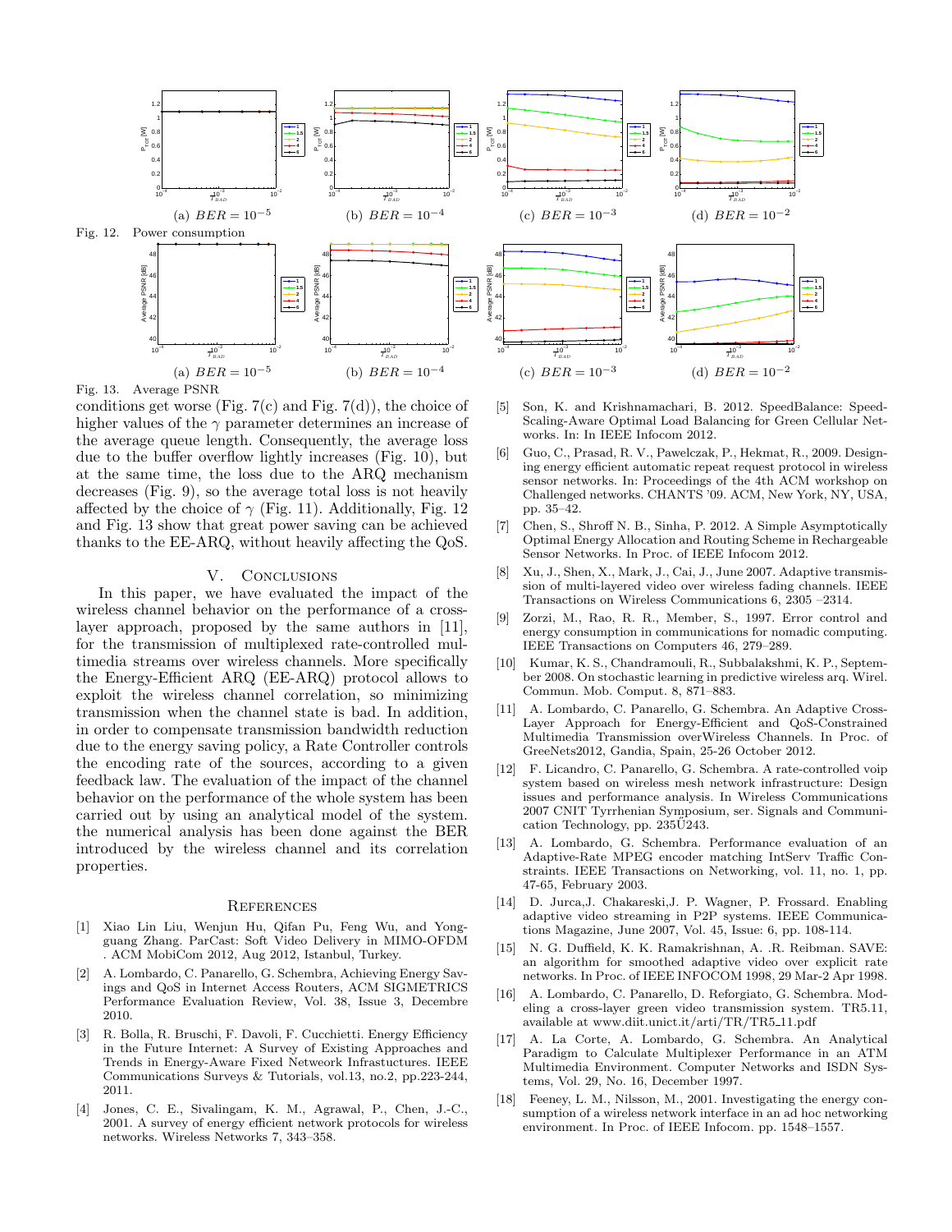P_TOT [W]

1.2
1
0.8
0.6
0.4
0.2
0

$10^{-4}$ $10^{-3}$ $10^{-2}$

$T_{BAD}$

1
1.5
2
4
6

(a) $BER = 10^{-5}$

(b) $BER = 10^{-4}$

(c) $BER = 10^{-3}$

(d) $BER = 10^{-2}$

Fig. 12. Power consumption

Average PSNR [dB]

48
46
44
42
40

$10^{-4}$ $10^{-3}$ $10^{-2}$

$T_{BAD}$

1
1.5
2
4
6

(a) $BER = 10^{-5}$

(b) $BER = 10^{-4}$

(c) $BER = 10^{-3}$

(d) $BER = 10^{-2}$

Fig. 13. Average PSNR

conditions get worse (Fig. 7(c) and Fig. 7(d)), the choice of higher values of the $\gamma$ parameter determines an increase of the average queue length. Consequently, the average loss due to the buffer overflow lightly increases (Fig. 10), but at the same time, the loss due to the ARQ mechanism decreases (Fig. 9), so the average total loss is not heavily affected by the choice of $\gamma$ (Fig. 11). Additionally, Fig. 12 and Fig. 13 show that great power saving can be achieved thanks to the EE-ARQ, without heavily affecting the QoS.

## V. Conclusions

In this paper, we have evaluated the impact of the wireless channel behavior on the performance of a cross-layer approach, proposed by the same authors in [11], for the transmission of multiplexed rate-controlled multimedia streams over wireless channels. More specifically the Energy-Efficient ARQ (EE-ARQ) protocol allows to exploit the wireless channel correlation, so minimizing transmission when the channel state is bad. In addition, in order to compensate transmission bandwidth reduction due to the energy saving policy, a Rate Controller controls the encoding rate of the sources, according to a given feedback law. The evaluation of the impact of the channel behavior on the performance of the whole system has been carried out by using an analytical model of the system. the numerical analysis has been done against the BER introduced by the wireless channel and its correlation properties.

## References

[1] Xiao Lin Liu, Wenjun Hu, Qifan Pu, Feng Wu, and Yongguang Zhang. ParCast: Soft Video Delivery in MIMO-OFDM . ACM MobiCom 2012, Aug 2012, Istanbul, Turkey.

[2] A. Lombardo, C. Panarello, G. Schembra, Achieving Energy Savings and QoS in Internet Access Routers, ACM SIGMETRICS Performance Evaluation Review, Vol. 38, Issue 3, Decembre 2010.

[3] R. Bolla, R. Bruschi, F. Davoli, F. Cucchietti. Energy Efficiency in the Future Internet: A Survey of Existing Approaches and Trends in Energy-Aware Fixed Netwoerk Infrastuctures. IEEE Communications Surveys & Tutorials, vol.13, no.2, pp.223-244, 2011.

[4] Jones, C. E., Sivalingam, K. M., Agrawal, P., Chen, J.-C., 2001. A survey of energy efficient network protocols for wireless networks. Wireless Networks 7, 343–358.

[5] Son, K. and Krishnamachari, B. 2012. SpeedBalance: Speed-Scaling-Aware Optimal Load Balancing for Green Cellular Networks. In: In IEEE Infocom 2012.

[6] Guo, C., Prasad, R. V., Pawelczak, P., Hekmat, R., 2009. Designing energy efficient automatic repeat request protocol in wireless sensor networks. In: Proceedings of the 4th ACM workshop on Challenged networks. CHANTS '09. ACM, New York, NY, USA, pp. 35–42.

[7] Chen, S., Shroff N. B., Sinha, P. 2012. A Simple Asymptotically Optimal Energy Allocation and Routing Scheme in Rechargeable Sensor Networks. In Proc. of IEEE Infocom 2012.

[8] Xu, J., Shen, X., Mark, J., Cai, J., June 2007. Adaptive transmission of multi-layered video over wireless fading channels. IEEE Transactions on Wireless Communications 6, 2305 –2314.

[9] Zorzi, M., Rao, R. R., Member, S., 1997. Error control and energy consumption in communications for nomadic computing. IEEE Transactions on Computers 46, 279–289.

[10] Kumar, K. S., Chandramouli, R., Subbalakshmi, K. P., September 2008. On stochastic learning in predictive wireless arq. Wirel. Commun. Mob. Comput. 8, 871–883.

[11] A. Lombardo, C. Panarello, G. Schembra. An Adaptive Cross-Layer Approach for Energy-Efficient and QoS-Constrained Multimedia Transmission overWireless Channels. In Proc. of GreeNets2012, Gandia, Spain, 25-26 October 2012.

[12] F. Licandro, C. Panarello, G. Schembra. A rate-controlled voip system based on wireless mesh network infrastructure: Design issues and performance analysis. In Wireless Communications 2007 CNIT Tyrrhenian Symposium, ser. Signals and Communication Technology, pp. 235Ū243.

[13] A. Lombardo, G. Schembra. Performance evaluation of an Adaptive-Rate MPEG encoder matching IntServ Traffic Constraints. IEEE Transactions on Networking, vol. 11, no. 1, pp. 47-65, February 2003.

[14] D. Jurca,J. Chakareski,J. P. Wagner, P. Frossard. Enabling adaptive video streaming in P2P systems. IEEE Communications Magazine, June 2007, Vol. 45, Issue: 6, pp. 108-114.

[15] N. G. Duffield, K. K. Ramakrishnan, A. .R. Reibman. SAVE: an algorithm for smoothed adaptive video over explicit rate networks. In Proc. of IEEE INFOCOM 1998, 29 Mar-2 Apr 1998.

[16] A. Lombardo, C. Panarello, D. Reforgiato, G. Schembra. Modeling a cross-layer green video transmission system. TR5.11, available at www.diit.unict.it/arti/TR/TR5_11.pdf

[17] A. La Corte, A. Lombardo, G. Schembra. An Analytical Paradigm to Calculate Multiplexer Performance in an ATM Multimedia Environment. Computer Networks and ISDN Systems, Vol. 29, No. 16, December 1997.

[18] Feeney, L. M., Nilsson, M., 2001. Investigating the energy consumption of a wireless network interface in an ad hoc networking environment. In Proc. of IEEE Infocom. pp. 1548–1557.